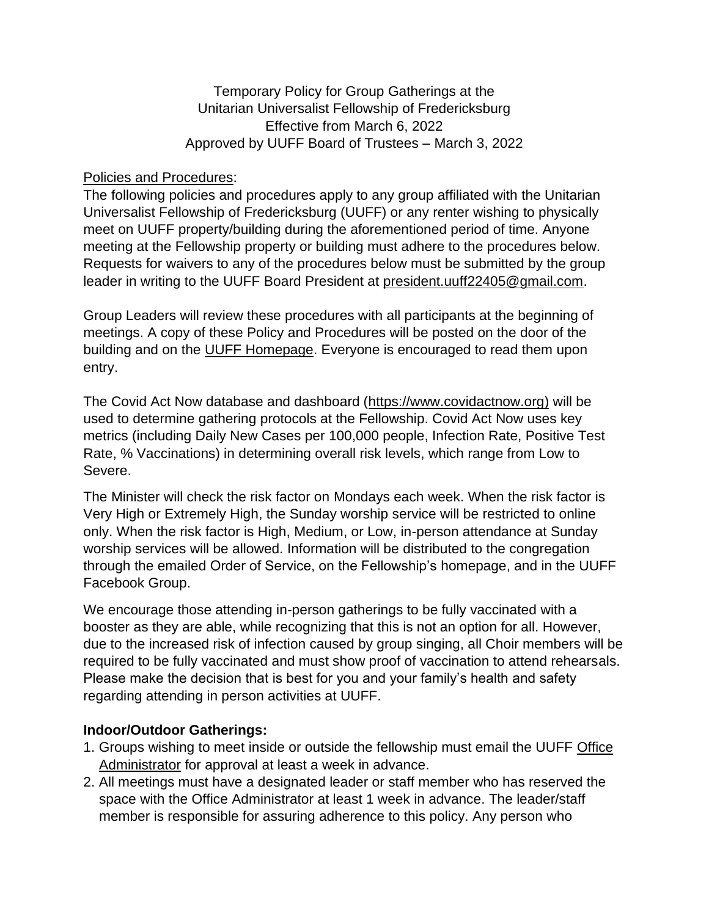Temporary Policy for Group Gatherings at the
Unitarian Universalist Fellowship of Fredericksburg
Effective from March 6, 2022
Approved by UUFF Board of Trustees – March 3, 2022

Policies and Procedures:

The following policies and procedures apply to any group affiliated with the Unitarian Universalist Fellowship of Fredericksburg (UUFF) or any renter wishing to physically meet on UUFF property/building during the aforementioned period of time. Anyone meeting at the Fellowship property or building must adhere to the procedures below. Requests for waivers to any of the procedures below must be submitted by the group leader in writing to the UUFF Board President at president.uuff22405@gmail.com.

Group Leaders will review these procedures with all participants at the beginning of meetings. A copy of these Policy and Procedures will be posted on the door of the building and on the UUFF Homepage. Everyone is encouraged to read them upon entry.

The Covid Act Now database and dashboard (https://www.covidactnow.org) will be used to determine gathering protocols at the Fellowship. Covid Act Now uses key metrics (including Daily New Cases per 100,000 people, Infection Rate, Positive Test Rate, % Vaccinations) in determining overall risk levels, which range from Low to Severe.

The Minister will check the risk factor on Mondays each week. When the risk factor is Very High or Extremely High, the Sunday worship service will be restricted to online only. When the risk factor is High, Medium, or Low, in-person attendance at Sunday worship services will be allowed. Information will be distributed to the congregation through the emailed Order of Service, on the Fellowship's homepage, and in the UUFF Facebook Group.

We encourage those attending in-person gatherings to be fully vaccinated with a booster as they are able, while recognizing that this is not an option for all. However, due to the increased risk of infection caused by group singing, all Choir members will be required to be fully vaccinated and must show proof of vaccination to attend rehearsals. Please make the decision that is best for you and your family's health and safety regarding attending in person activities at UUFF.

**Indoor/Outdoor Gatherings:**

1. Groups wishing to meet inside or outside the fellowship must email the UUFF Office Administrator for approval at least a week in advance.
2. All meetings must have a designated leader or staff member who has reserved the space with the Office Administrator at least 1 week in advance. The leader/staff member is responsible for assuring adherence to this policy. Any person who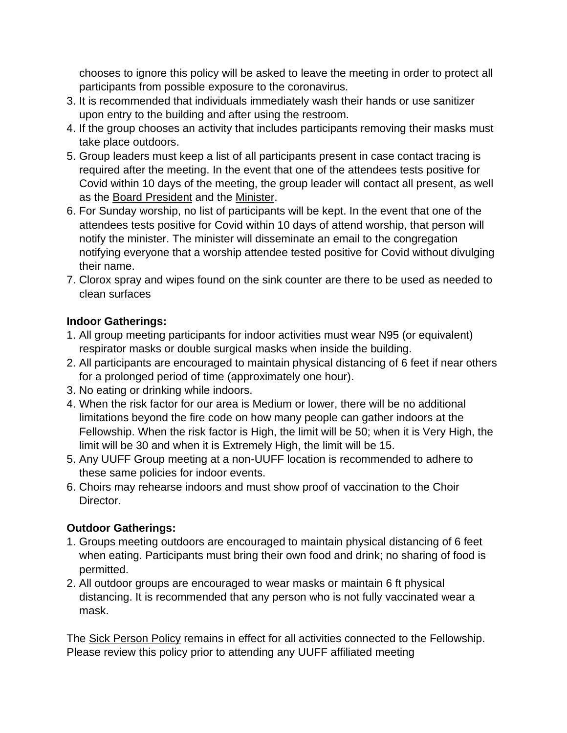chooses to ignore this policy will be asked to leave the meeting in order to protect all participants from possible exposure to the coronavirus.

3. It is recommended that individuals immediately wash their hands or use sanitizer upon entry to the building and after using the restroom.
4. If the group chooses an activity that includes participants removing their masks must take place outdoors.
5. Group leaders must keep a list of all participants present in case contact tracing is required after the meeting. In the event that one of the attendees tests positive for Covid within 10 days of the meeting, the group leader will contact all present, as well as the Board President and the Minister.
6. For Sunday worship, no list of participants will be kept. In the event that one of the attendees tests positive for Covid within 10 days of attend worship, that person will notify the minister. The minister will disseminate an email to the congregation notifying everyone that a worship attendee tested positive for Covid without divulging their name.
7. Clorox spray and wipes found on the sink counter are there to be used as needed to clean surfaces

**Indoor Gatherings:**

1. All group meeting participants for indoor activities must wear N95 (or equivalent) respirator masks or double surgical masks when inside the building.
2. All participants are encouraged to maintain physical distancing of 6 feet if near others for a prolonged period of time (approximately one hour).
3. No eating or drinking while indoors.
4. When the risk factor for our area is Medium or lower, there will be no additional limitations beyond the fire code on how many people can gather indoors at the Fellowship. When the risk factor is High, the limit will be 50; when it is Very High, the limit will be 30 and when it is Extremely High, the limit will be 15.
5. Any UUFF Group meeting at a non-UUFF location is recommended to adhere to these same policies for indoor events.
6. Choirs may rehearse indoors and must show proof of vaccination to the Choir Director.

**Outdoor Gatherings:**

1. Groups meeting outdoors are encouraged to maintain physical distancing of 6 feet when eating. Participants must bring their own food and drink; no sharing of food is permitted.
2. All outdoor groups are encouraged to wear masks or maintain 6 ft physical distancing. It is recommended that any person who is not fully vaccinated wear a mask.

The Sick Person Policy remains in effect for all activities connected to the Fellowship. Please review this policy prior to attending any UUFF affiliated meeting